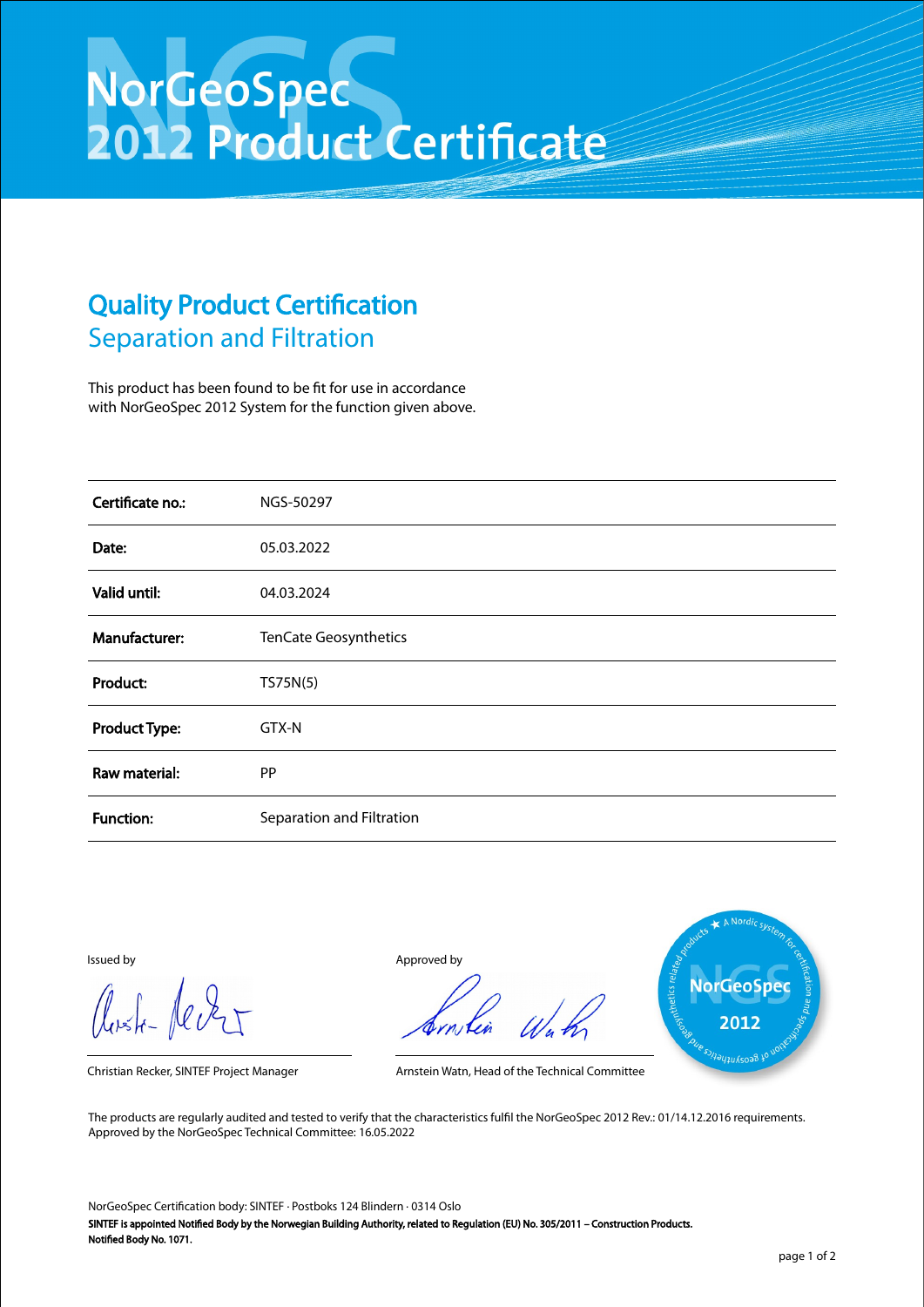# NorGeoSpec 2012 Product Certificate

## Quality Product Certification
### Separation and Filtration

This product has been found to be fit for use in accordance with NorGeoSpec 2012 System for the function given above.

| | |
|---|---|
| **Certificate no.:** | NGS-50297 |
| **Date:** | 05.03.2022 |
| **Valid until:** | 04.03.2024 |
| **Manufacturer:** | TenCate Geosynthetics |
| **Product:** | TS75N(5) |
| **Product Type:** | GTX-N |
| **Raw material:** | PP |
| **Function:** | Separation and Filtration |

Issued by

Christian Recker, SINTEF Project Manager

Approved by

Arnstein Watn, Head of the Technical Committee

The products are regularly audited and tested to verify that the characteristics fulfil the NorGeoSpec 2012 Rev.: 01/14.12.2016 requirements. Approved by the NorGeoSpec Technical Committee: 16.05.2022

NorGeoSpec Certification body: SINTEF · Postboks 124 Blindern · 0314 Oslo

**SINTEF is appointed Notified Body by the Norwegian Building Authority, related to Regulation (EU) No. 305/2011 – Construction Products. Notified Body No. 1071.**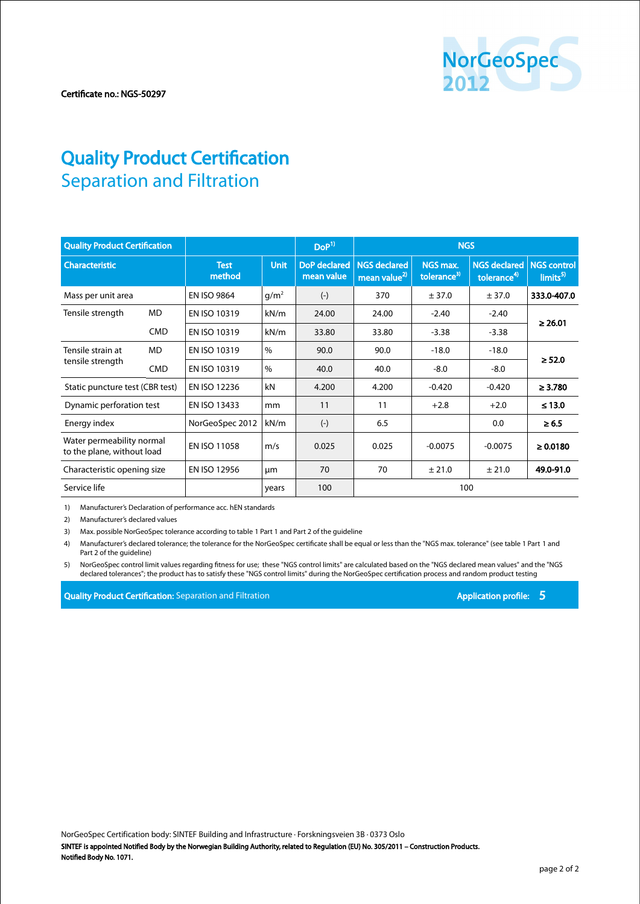Certificate no.: NGS-50297

# Quality Product Certification

## Separation and Filtration

| Quality Product Certification | | | | DoP[1] | NGS | | | |
|---|---|---|---|---|---|---|---|---|
| Characteristic | | Test method | Unit | DoP declared mean value | NGS declared mean value[2] | NGS max. tolerance[3] | NGS declared tolerance[4] | NGS control limits[5] |
| Mass per unit area | | EN ISO 9864 | g/m² | (-) | 370 | ± 37.0 | ± 37.0 | **333.0-407.0** |
| Tensile strength | MD | EN ISO 10319 | kN/m | 24.00 | 24.00 | -2.40 | -2.40 | **≥ 26.01** |
| | CMD | EN ISO 10319 | kN/m | 33.80 | 33.80 | -3.38 | -3.38 | |
| Tensile strain at tensile strength | MD | EN ISO 10319 | % | 90.0 | 90.0 | -18.0 | -18.0 | **≥ 52.0** |
| | CMD | EN ISO 10319 | % | 40.0 | 40.0 | -8.0 | -8.0 | |
| Static puncture test (CBR test) | | EN ISO 12236 | kN | 4.200 | 4.200 | -0.420 | -0.420 | **≥ 3.780** |
| Dynamic perforation test | | EN ISO 13433 | mm | 11 | 11 | +2.8 | +2.0 | **≤ 13.0** |
| Energy index | | NorGeoSpec 2012 | kN/m | (-) | 6.5 | | 0.0 | **≥ 6.5** |
| Water permeability normal to the plane, without load | | EN ISO 11058 | m/s | 0.025 | 0.025 | -0.0075 | -0.0075 | **≥ 0.0180** |
| Characteristic opening size | | EN ISO 12956 | µm | 70 | 70 | ± 21.0 | ± 21.0 | **49.0-91.0** |
| Service life | | | years | 100 | 100 | | | |

1) Manufacturer's Declaration of performance acc. hEN standards

2) Manufacturer's declared values

3) Max. possible NorGeoSpec tolerance according to table 1 Part 1 and Part 2 of the guideline

4) Manufacturer's declared tolerance; the tolerance for the NorGeoSpec certificate shall be equal or less than the "NGS max. tolerance" (see table 1 Part 1 and Part 2 of the guideline)

5) NorGeoSpec control limit values regarding fitness for use; these "NGS control limits" are calculated based on the "NGS declared mean values" and the "NGS declared tolerances"; the product has to satisfy these "NGS control limits" during the NorGeoSpec certification process and random product testing

**Quality Product Certification:** Separation and Filtration — **Application profile: 5**

NorGeoSpec Certification body: SINTEF Building and Infrastructure · Forskningsveien 3B · 0373 Oslo

**SINTEF is appointed Notified Body by the Norwegian Building Authority, related to Regulation (EU) No. 305/2011 – Construction Products. Notified Body No. 1071.**